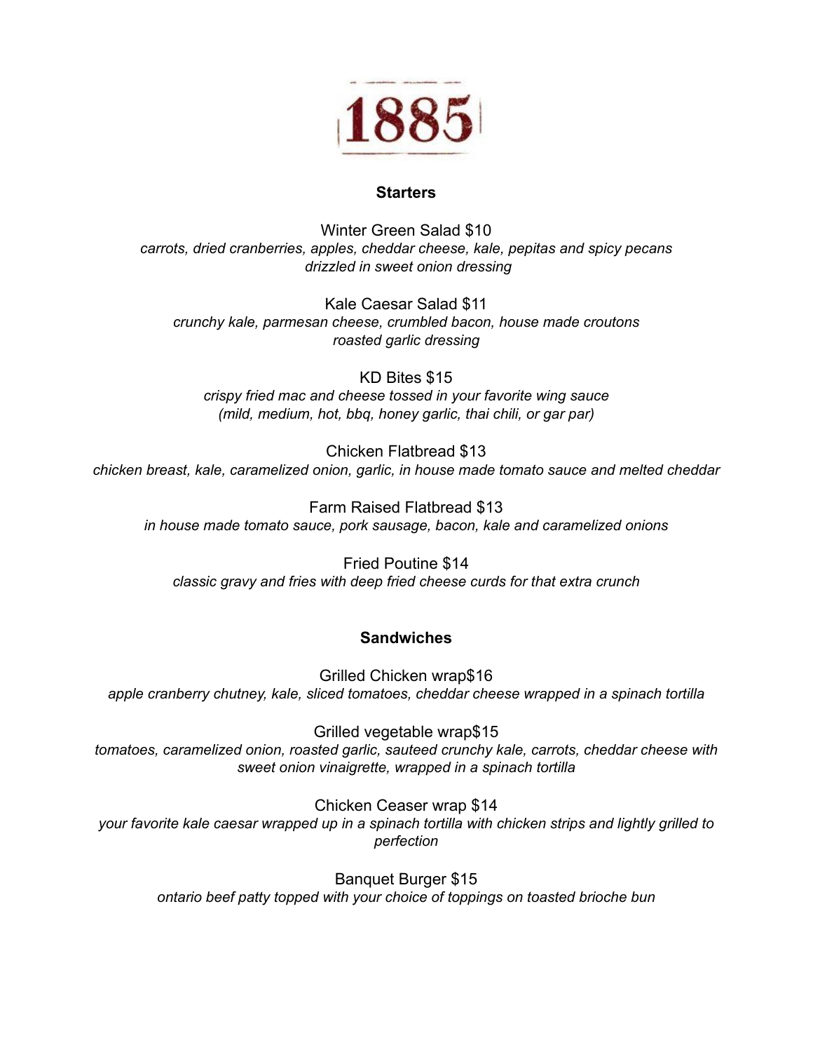# 1885

## Starters

Winter Green Salad $10
*carrots, dried cranberries, apples, cheddar cheese, kale, pepitas and spicy pecans drizzled in sweet onion dressing*

Kale Caesar Salad $11
*crunchy kale, parmesan cheese, crumbled bacon, house made croutons roasted garlic dressing*

KD Bites $15
*crispy fried mac and cheese tossed in your favorite wing sauce (mild, medium, hot, bbq, honey garlic, thai chili, or gar par)*

Chicken Flatbread $13
*chicken breast, kale, caramelized onion, garlic, in house made tomato sauce and melted cheddar*

Farm Raised Flatbread $13
*in house made tomato sauce, pork sausage, bacon, kale and caramelized onions*

Fried Poutine $14
*classic gravy and fries with deep fried cheese curds for that extra crunch*

## Sandwiches

Grilled Chicken wrap$16
*apple cranberry chutney, kale, sliced tomatoes, cheddar cheese wrapped in a spinach tortilla*

Grilled vegetable wrap$15
*tomatoes, caramelized onion, roasted garlic, sauteed crunchy kale, carrots, cheddar cheese with sweet onion vinaigrette, wrapped in a spinach tortilla*

Chicken Ceaser wrap $14
*your favorite kale caesar wrapped up in a spinach tortilla with chicken strips and lightly grilled to perfection*

Banquet Burger $15
*ontario beef patty topped with your choice of toppings on toasted brioche bun*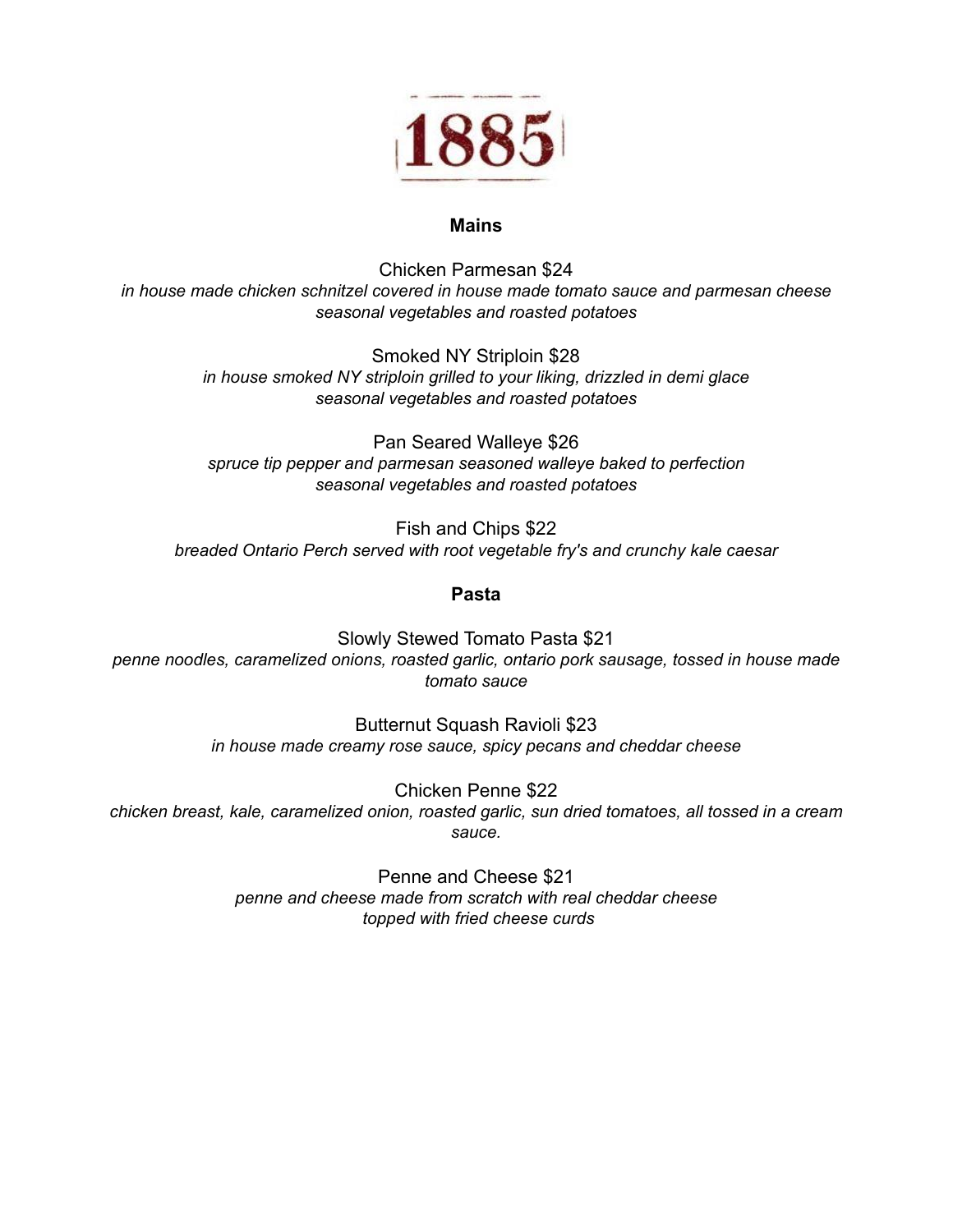# 1885

## Mains

Chicken Parmesan $24
*in house made chicken schnitzel covered in house made tomato sauce and parmesan cheese*
*seasonal vegetables and roasted potatoes*

Smoked NY Striploin $28
*in house smoked NY striploin grilled to your liking, drizzled in demi glace*
*seasonal vegetables and roasted potatoes*

Pan Seared Walleye $26
*spruce tip pepper and parmesan seasoned walleye baked to perfection*
*seasonal vegetables and roasted potatoes*

Fish and Chips $22
*breaded Ontario Perch served with root vegetable fry's and crunchy kale caesar*

## Pasta

Slowly Stewed Tomato Pasta $21
*penne noodles, caramelized onions, roasted garlic, ontario pork sausage, tossed in house made tomato sauce*

Butternut Squash Ravioli $23
*in house made creamy rose sauce, spicy pecans and cheddar cheese*

Chicken Penne $22
*chicken breast, kale, caramelized onion, roasted garlic, sun dried tomatoes, all tossed in a cream sauce.*

Penne and Cheese $21
*penne and cheese made from scratch with real cheddar cheese*
*topped with fried cheese curds*